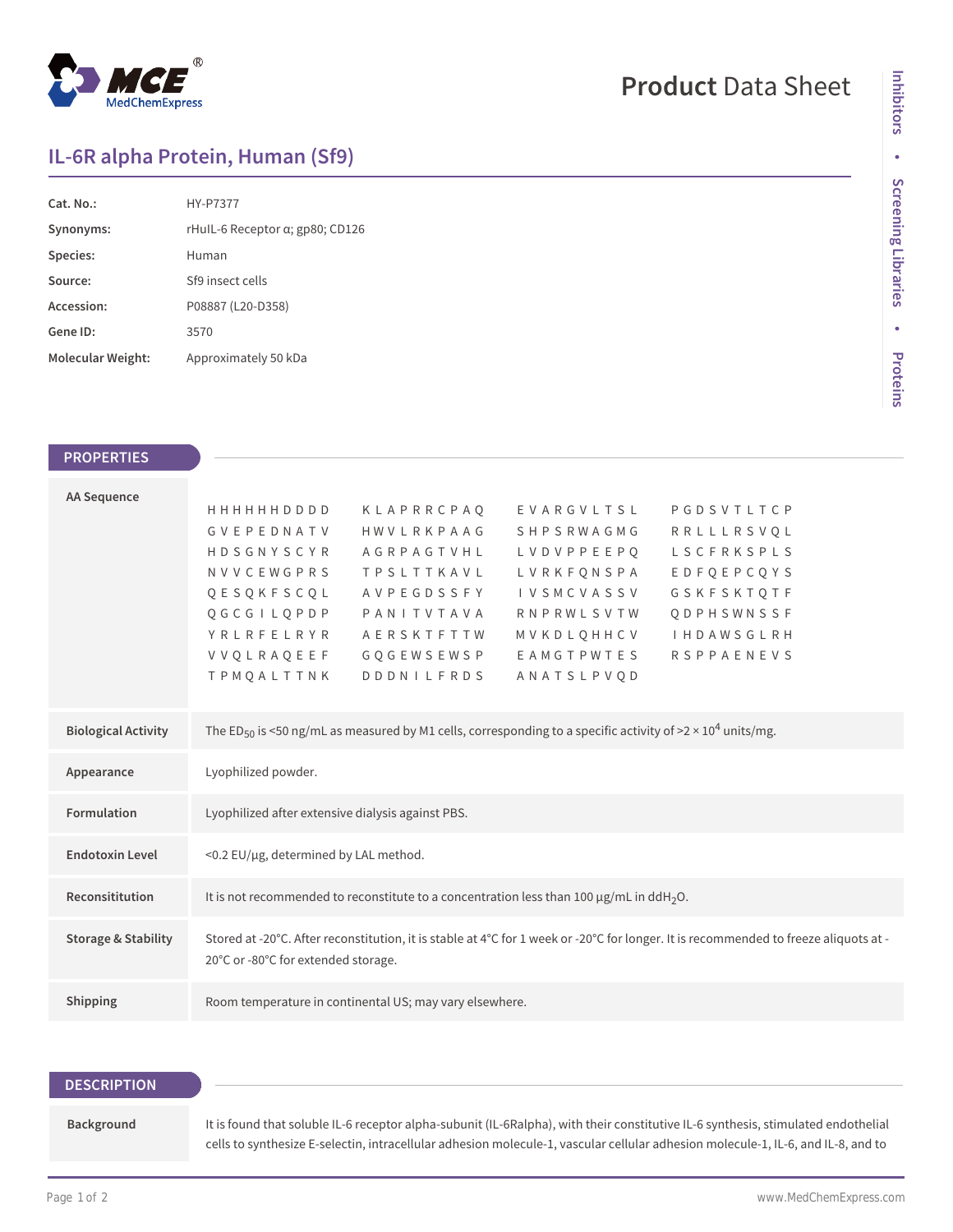# IL-6R alpha Protein, Human (Sf9)

| | |
|---|---|
| **Cat. No.:** | HY-P7377 |
| **Synonyms:** | rHuIL-6 Receptor α; gp80; CD126 |
| **Species:** | Human |
| **Source:** | Sf9 insect cells |
| **Accession:** | P08887 (L20-D358) |
| **Gene ID:** | 3570 |
| **Molecular Weight:** | Approximately 50 kDa |

## PROPERTIES

| | |
|---|---|
| **AA Sequence** | HHHHHHDDDD KLAPRRCPAQ EVARGVLTSL PGDSVTLTCP GVEPEDNATV HWVLRKPAAG SHPSRWAGMG RRLLLRSVQL HDSGNYSCYR AGRPAGTVHL LVDVPPEEPQ LSCFRKSPLS NVVCEWGPRS TPSLTTKAVL LVRKFQNSPA EDFQEPCQYS QESQKFSCQL AVPEGDSSFY IVSMCVASSV GSKFSKTQTF QGCGILQPDP PANITVTAVA RNPRWLSVTW QDPHSWNSSF YRLRFELRYR AERSKTFTTW MVKDLQHHCV IHDAWSGLRH VVQLRAQEEF GQGEWSEWSP EAMGTPWTES RSPPAENEVS TPMQALTTNK DDDNILFRDS ANATSLPVQD |
| **Biological Activity** | The $ED_{50}$ is <50 ng/mL as measured by M1 cells, corresponding to a specific activity of >2 × $10^4$ units/mg. |
| **Appearance** | Lyophilized powder. |
| **Formulation** | Lyophilized after extensive dialysis against PBS. |
| **Endotoxin Level** | <0.2 EU/μg, determined by LAL method. |
| **Reconsititution** | It is not recommended to reconstitute to a concentration less than 100 μg/mL in dd$H_2O$. |
| **Storage & Stability** | Stored at -20°C. After reconstitution, it is stable at 4°C for 1 week or -20°C for longer. It is recommended to freeze aliquots at -20°C or -80°C for extended storage. |
| **Shipping** | Room temperature in continental US; may vary elsewhere. |

## DESCRIPTION

| | |
|---|---|
| **Background** | It is found that soluble IL-6 receptor alpha-subunit (IL-6Ralpha), with their constitutive IL-6 synthesis, stimulated endothelial cells to synthesize E-selectin, intracellular adhesion molecule-1, vascular cellular adhesion molecule-1, IL-6, and IL-8, and to |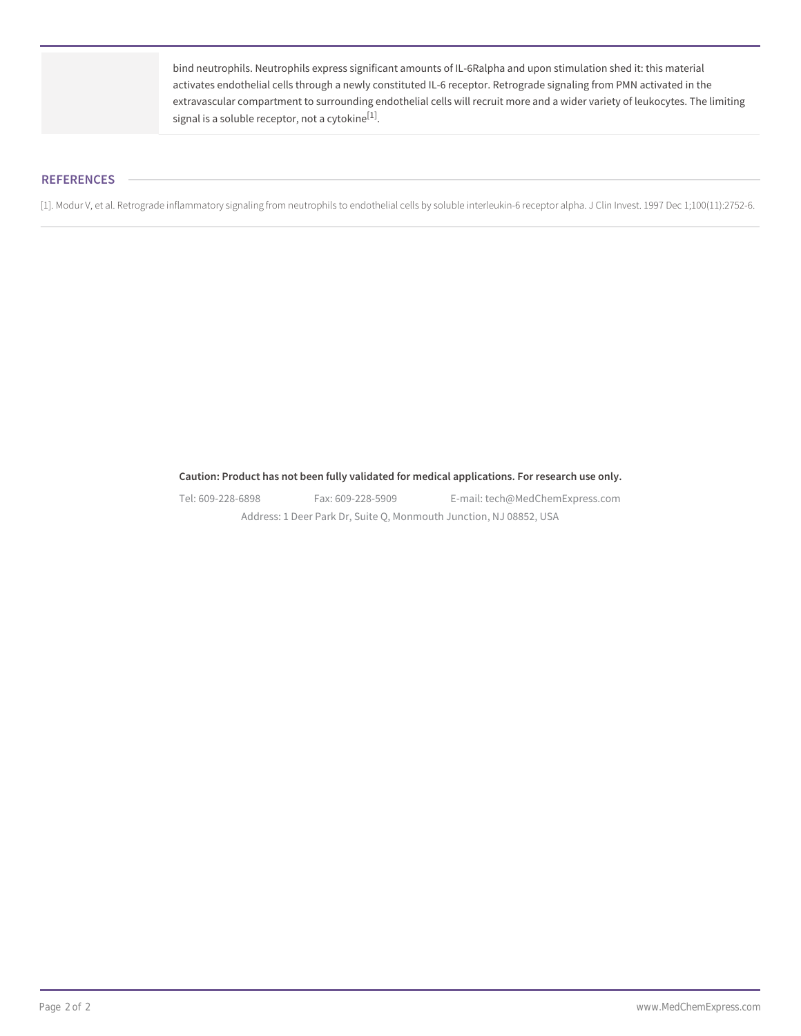bind neutrophils. Neutrophils express significant amounts of IL-6Ralpha and upon stimulation shed it: this material activates endothelial cells through a newly constituted IL-6 receptor. Retrograde signaling from PMN activated in the extravascular compartment to surrounding endothelial cells will recruit more and a wider variety of leukocytes. The limiting signal is a soluble receptor, not a cytokine[1].

## REFERENCES

[1]. Modur V, et al. Retrograde inflammatory signaling from neutrophils to endothelial cells by soluble interleukin-6 receptor alpha. J Clin Invest. 1997 Dec 1;100(11):2752-6.

**Caution: Product has not been fully validated for medical applications. For research use only.**

Tel: 609-228-6898 Fax: 609-228-5909 E-mail: tech@MedChemExpress.com

Address: 1 Deer Park Dr, Suite Q, Monmouth Junction, NJ 08852, USA